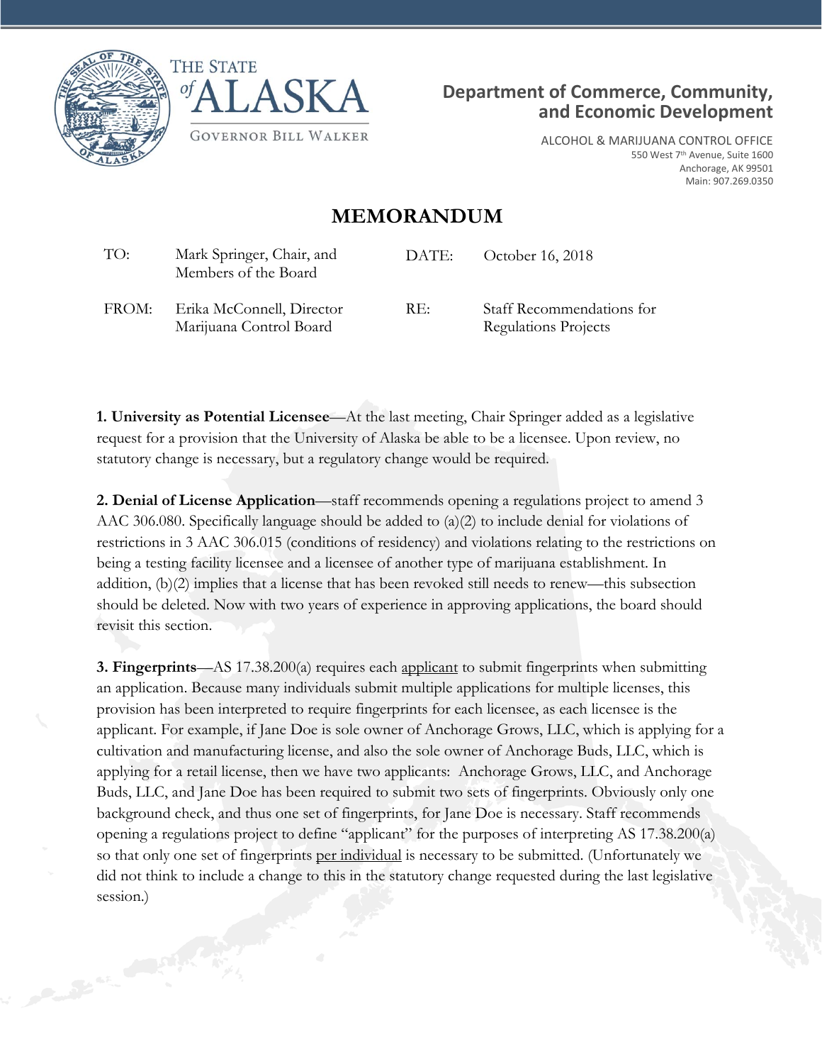THE STATE of ALASKA

GOVERNOR BILL WALKER

**Department of Commerce, Community, and Economic Development**

ALCOHOL & MARIJUANA CONTROL OFFICE
550 West 7th Avenue, Suite 1600
Anchorage, AK 99501
Main: 907.269.0350

# MEMORANDUM

| | | | |
|---|---|---|---|
| TO: | Mark Springer, Chair, and Members of the Board | DATE: | October 16, 2018 |
| FROM: | Erika McConnell, Director Marijuana Control Board | RE: | Staff Recommendations for Regulations Projects |

**1. University as Potential Licensee**—At the last meeting, Chair Springer added as a legislative request for a provision that the University of Alaska be able to be a licensee. Upon review, no statutory change is necessary, but a regulatory change would be required.

**2. Denial of License Application**—staff recommends opening a regulations project to amend 3 AAC 306.080. Specifically language should be added to (a)(2) to include denial for violations of restrictions in 3 AAC 306.015 (conditions of residency) and violations relating to the restrictions on being a testing facility licensee and a licensee of another type of marijuana establishment. In addition, (b)(2) implies that a license that has been revoked still needs to renew—this subsection should be deleted. Now with two years of experience in approving applications, the board should revisit this section.

**3. Fingerprints**—AS 17.38.200(a) requires each applicant to submit fingerprints when submitting an application. Because many individuals submit multiple applications for multiple licenses, this provision has been interpreted to require fingerprints for each licensee, as each licensee is the applicant. For example, if Jane Doe is sole owner of Anchorage Grows, LLC, which is applying for a cultivation and manufacturing license, and also the sole owner of Anchorage Buds, LLC, which is applying for a retail license, then we have two applicants: Anchorage Grows, LLC, and Anchorage Buds, LLC, and Jane Doe has been required to submit two sets of fingerprints. Obviously only one background check, and thus one set of fingerprints, for Jane Doe is necessary. Staff recommends opening a regulations project to define "applicant" for the purposes of interpreting AS 17.38.200(a) so that only one set of fingerprints per individual is necessary to be submitted. (Unfortunately we did not think to include a change to this in the statutory change requested during the last legislative session.)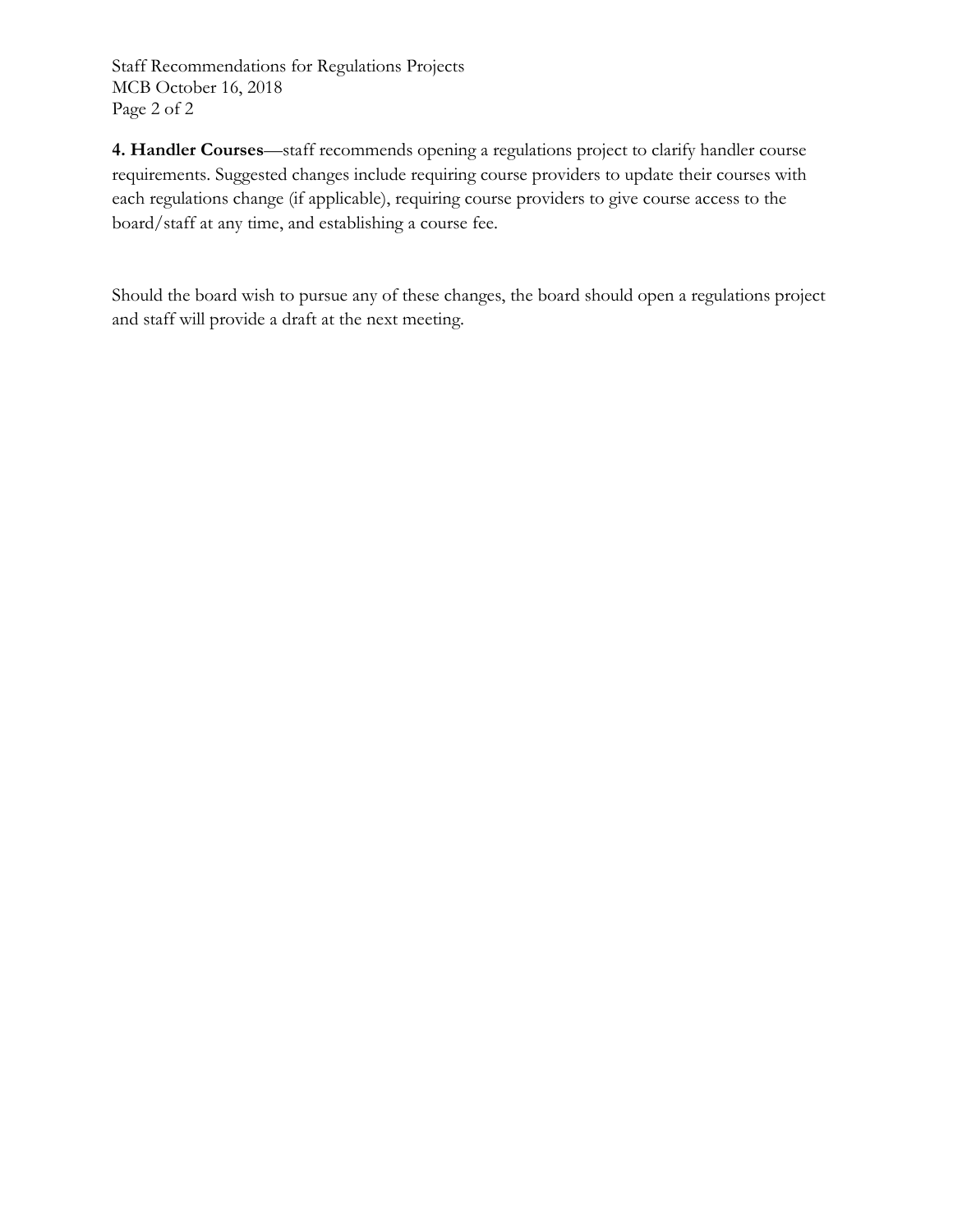**4. Handler Courses**—staff recommends opening a regulations project to clarify handler course requirements. Suggested changes include requiring course providers to update their courses with each regulations change (if applicable), requiring course providers to give course access to the board/staff at any time, and establishing a course fee.

Should the board wish to pursue any of these changes, the board should open a regulations project and staff will provide a draft at the next meeting.